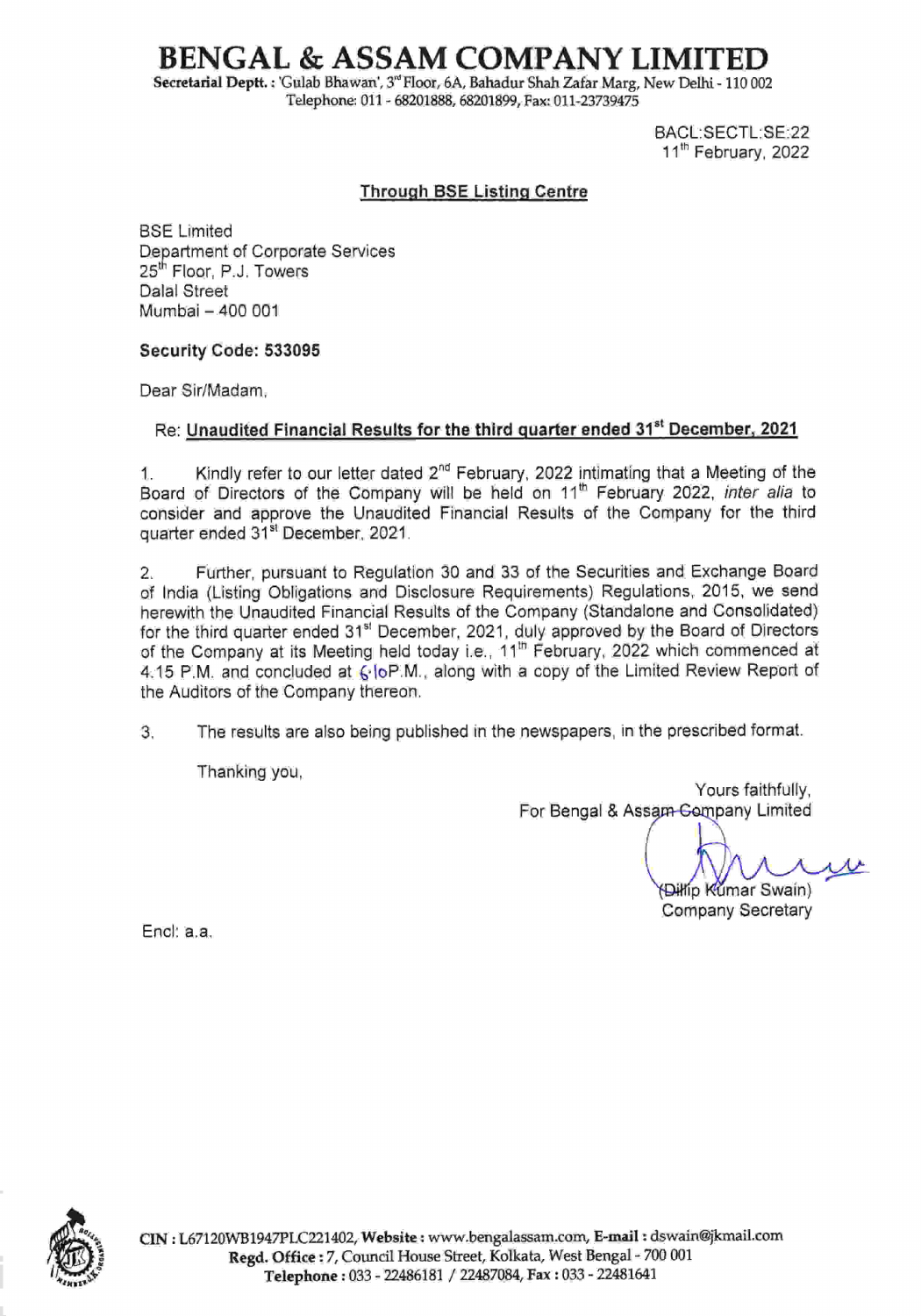# BENGAL & ASSAM COMPANY LIMITED

**Secretarial Deptt.:** 'Gulab Bhawan', 3rd Floor, 6A, Bahadur Shah Zafar Marg, New Delhi - 110 002
Telephone: 011 - 68201888, 68201899, Fax: 011-23739475

BACL:SECTL:SE:22
11th February, 2022

**Through BSE Listing Centre**

BSE Limited
Department of Corporate Services
25th Floor, P.J. Towers
Dalal Street
Mumbai – 400 001

**Security Code: 533095**

Dear Sir/Madam,

Re: **Unaudited Financial Results for the third quarter ended 31st December, 2021**

1. Kindly refer to our letter dated 2nd February, 2022 intimating that a Meeting of the Board of Directors of the Company will be held on 11th February 2022, *inter alia* to consider and approve the Unaudited Financial Results of the Company for the third quarter ended 31st December, 2021.

2. Further, pursuant to Regulation 30 and 33 of the Securities and Exchange Board of India (Listing Obligations and Disclosure Requirements) Regulations, 2015, we send herewith the Unaudited Financial Results of the Company (Standalone and Consolidated) for the third quarter ended 31st December, 2021, duly approved by the Board of Directors of the Company at its Meeting held today i.e., 11th February, 2022 which commenced at 4.15 P.M. and concluded at 6.10P.M., along with a copy of the Limited Review Report of the Auditors of the Company thereon.

3. The results are also being published in the newspapers, in the prescribed format.

Thanking you,

Yours faithfully,
For Bengal & Assam Company Limited

(Dilip Kumar Swain)
Company Secretary

Encl: a.a.

**CIN:** L67120WB1947PLC221402, **Website:** www.bengalassam.com, **E-mail:** dswain@jkmail.com
**Regd. Office:** 7, Council House Street, Kolkata, West Bengal - 700 001
**Telephone:** 033 - 22486181 / 22487084, **Fax:** 033 - 22481641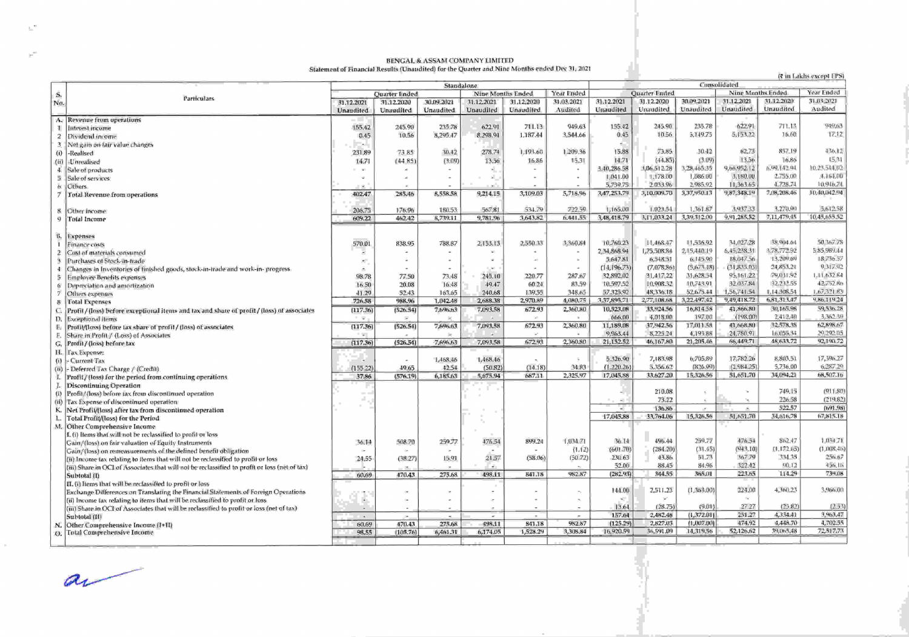BENGAL & ASSAM COMPANY LIMITED

Statement of Financial Results (Unaudited) for the Quarter and Nine Months ended Dec 31, 2021

(₹ in Lakhs except EPS)

| S. No. | Particulars | Standalone | | | | | | Consolidated | | | | | |
|---|---|---|---|---|---|---|---|---|---|---|---|---|---|
| | | Quarter Ended | | | Nine Months Ended | | Year Ended | Quarter Ended | | | Nine Months Ended | | Year Ended |
| | | 31.12.2021 | 31.12.2020 | 30.09.2021 | 31.12.2021 | 31.12.2020 | 31.03.2021 | 31.12.2021 | 31.12.2020 | 30.09.2021 | 31.12.2021 | 31.12.2020 | 31.03.2021 |
| | | Unaudited | Unaudited | Unaudited | Unaudited | Unaudited | Audited | Unaudited | Unaudited | Unaudited | Unaudited | Unaudited | Audited |
| A. | Revenue from operations | | | | | | | | | | | | |
| 1 | Interest income | 155.42 | 245.90 | 235.78 | 622.91 | 711.13 | 949.63 | 155.42 | 245.90 | 235.78 | 622.91 | 711.13 | 949.63 |
| 2 | Dividend income | 0.45 | 10.56 | 8,295.47 | 8,298.94 | 1,187.44 | 3,544.66 | 0.45 | 10.56 | 5,149.75 | 5,153.22 | 16.60 | 17.12 |
| 3 | Net gain on fair value changes | | | | | | | | | | | | |
| (i) | -Realised | 231.89 | 73.85 | 30.42 | 278.74 | 1,193.60 | 1,209.36 | 15.88 | 73.85 | 30.42 | 62.73 | 857.19 | 436.12 |
| (ii) | -Unrealised | 14.71 | (44.85) | (3.09) | 13.56 | 16.86 | 15.31 | 14.71 | (44.85) | (3.09) | 13.56 | 16.86 | 15.31 |
| 4 | Sale of products | - | - | - | - | - | - | 3,40,286.58 | 3,06,512.28 | 3,28,465.35 | 9,66,952.12 | 6,99,142.94 | 10,23,514.02 |
| 5 | Sale of services | - | - | - | - | - | - | 1,041.00 | 1,178.00 | 1,086.00 | 3,180.00 | 2,755.00 | 4,164.00 |
| 6 | Others | - | - | - | - | - | - | 5,739.75 | 2,033.96 | 2,985.92 | 11,363.65 | 4,728.74 | 10,946.74 |
| 7 | Total Revenue from operations | 402.47 | 285.46 | 8,558.58 | 9,214.15 | 3,109.03 | 5,718.96 | 3,47,253.79 | 3,10,009.70 | 3,37,950.13 | 9,87,348.19 | 7,08,208.46 | 10,40,042.94 |
| 8 | Other income | 206.75 | 176.96 | 180.53 | 567.81 | 534.79 | 722.59 | 1,165.00 | 1,023.54 | 1,361.87 | 3,937.33 | 3,270.99 | 5,612.58 |
| 9 | Total Income | 609.22 | 462.42 | 8,739.11 | 9,781.96 | 3,643.82 | 6,441.55 | 3,48,418.79 | 3,11,033.24 | 3,39,312.00 | 9,91,285.52 | 7,11,479.45 | 10,45,655.52 |
| B. | Expenses | | | | | | | | | | | | |
| 1 | Finance costs | 570.01 | 838.95 | 788.87 | 2,153.13 | 2,550.33 | 3,360.84 | 10,760.23 | 11,468.47 | 11,536.92 | 34,027.28 | 38,904.64 | 50,367.78 |
| 2 | Cost of materials consumed | - | - | - | - | - | - | 2,34,868.94 | 1,75,508.84 | 2,15,440.19 | 6,45,238.31 | 3,78,772.92 | 5,85,989.44 |
| 3 | Purchases of Stock-in-trade | - | - | - | - | - | - | 5,647.81 | 6,548.51 | 6,145.90 | 18,047.56 | 13,209.69 | 18,736.57 |
| 4 | Changes in Inventories of finished goods, stock-in-trade and work-in- progress | - | - | - | - | - | - | (14,196.73) | (7,078.86) | (5,673.48) | (31,835.03) | 24,853.21 | 9,317.02 |
| 5 | Employee Benefits expenses | 98.78 | 77.50 | 73.48 | 245.10 | 220.77 | 287.67 | 32,892.02 | 31,417.22 | 31,628.54 | 95,161.22 | 79,031.92 | 1,11,632.84 |
| 6 | Depreciation and amortization | 16.50 | 20.08 | 16.48 | 49.47 | 60.24 | 83.59 | 10,597.52 | 10,908.32 | 10,743.91 | 32,037.84 | 32,232.55 | 42,752.86 |
| 7 | Others expenses | 41.29 | 52.43 | 163.65 | 240.68 | 139.55 | 348.65 | 57,325.92 | 48,336.18 | 52,675.44 | 1,56,741.54 | 1,14,308.54 | 1,67,321.83 |
| 8 | Total Expenses | 726.58 | 988.96 | 1,042.48 | 2,688.38 | 2,970.89 | 4,080.75 | 3,37,895.71 | 2,77,108.68 | 3,22,497.42 | 9,49,418.72 | 6,81,313.47 | 9,86,119.24 |
| C. | Profit / (loss) before exceptional items and tax and share of profit / (loss) of associates | (117.36) | (526.54) | 7,696.63 | 7,093.58 | 672.93 | 2,360.80 | 10,523.08 | 33,924.56 | 16,814.58 | 41,866.80 | 30,165.98 | 59,536.28 |
| D. | Exceptional items | - | - | - | - | - | - | 666.00 | 4,018.00 | 197.00 | (198.00) | 2,412.40 | 3,362.39 |
| E. | Profit/(loss) before tax share of profit / (loss) of associates | (117.36) | (526.54) | 7,696.63 | 7,093.58 | 672.93 | 2,360.80 | 11,189.08 | 37,942.56 | 17,011.58 | 41,668.80 | 32,578.38 | 62,898.67 |
| F. | Share in Profit / (Loss) of Associates | - | - | - | - | - | - | 9,963.44 | 8,225.24 | 4,193.88 | 24,780.91 | 16,055.34 | 29,292.05 |
| G. | Profit / (loss) before tax | (117.36) | (526.54) | 7,696.63 | 7,093.58 | 672.93 | 2,360.80 | 21,152.52 | 46,167.80 | 21,205.46 | 66,449.71 | 48,633.72 | 92,190.72 |
| H. | Tax Expense: | | | | | | | | | | | | |
| (i) | - Current Tax | - | - | 1,468.46 | 1,468.46 | - | - | 5,326.90 | 7,183.98 | 6,705.89 | 17,782.26 | 8,803.51 | 17,396.27 |
| (ii) | - Deferred Tax Charge / (Credit) | (155.22) | 49.65 | 42.54 | (50.82) | (14.18) | 34.83 | (1,220.26) | 5,356.62 | (826.99) | (2,984.25) | 5,736.00 | 6,287.29 |
| I. | Profit / (loss) for the period from continuing operations | 37.86 | (576.19) | 6,185.63 | 5,675.94 | 687.11 | 2,325.97 | 17,045.88 | 33,627.20 | 15,326.56 | 51,651.70 | 34,094.21 | 68,507.16 |
| J. | Discontinuing Operation | | | | | | | | | | | | |
| (i) | Profit/(loss) before tax from discontinued operation | | | | | | | - | 210.08 | - | - | 749.15 | (911.80) |
| (ii) | Tax Expense of discontinued operation | | | | | | | - | 73.22 | - | - | 226.58 | (219.82) |
| K. | Net Profit/(loss) after tax from discontinued operation | | | | | | | - | 136.86 | - | - | 522.57 | (691.98) |
| L. | Total Profit/(loss) for the Period | | | | | | | 17,045.88 | 33,764.06 | 15,326.56 | 51,651.70 | 34,616.78 | 67,815.18 |
| M. | Other Comprehensive Income | | | | | | | | | | | | |
| | I. (i) Items that will not be reclassified to profit or loss | | | | | | | | | | | | |
| | Gain/(loss) on fair valuation of Equity Instruments | 36.14 | 508.70 | 259.77 | 476.54 | 899.24 | 1,034.71 | 36.14 | 496.44 | 259.77 | 476.54 | 862.47 | 1,034.71 |
| | Gain/(loss) on remeasurements of the defined benefit obligation | - | - | - | - | - | (1.12) | (601.70) | (284.20) | (31.45) | (943.10) | (1,172.65) | (1,008.46) |
| | (ii) Income tax relating to items that will not be reclassified to profit or loss | 24.55 | (38.27) | 15.91 | 21.57 | (58.06) | (50.72) | 230.63 | 43.86 | 51.73 | 367.79 | 334.35 | 256.67 |
| | (iii) Share in OCI of Associates that will not be reclassified to profit or loss (net of tax) | - | - | - | - | - | - | 52.00 | 88.45 | 84.96 | 322.42 | 90.12 | 456.16 |
| | Subtotal (I) | 60.69 | 470.43 | 275.68 | 498.11 | 841.18 | 982.87 | (282.93) | 344.55 | 365.01 | 223.65 | 114.29 | 739.08 |
| | II. (i) Items that will be reclassified to profit or loss | | | | | | | | | | | | |
| | Exchange Differences on Translating the Financial Statements of Foreign Operations | - | - | - | - | - | - | 144.00 | 2,511.23 | (1,363.00) | 224.00 | 4,360.23 | 3,966.00 |
| | (ii) Income tax relating to items that will be reclassified to profit or loss | - | - | - | - | - | - | - | - | - | - | - | - |
| | (iii) Share in OCI of Associates that will be reclassified to profit or loss (net of tax) | - | - | - | - | - | - | 13.64 | (28.75) | (9.01) | 27.27 | (25.82) | (2.53) |
| | Subtotal (II) | - | - | - | - | - | - | 157.64 | 2,482.48 | (1,372.01) | 251.27 | 4,334.41 | 3,963.47 |
| N. | Other Comprehensive Income (I+II) | 60.69 | 470.43 | 275.68 | 498.11 | 841.18 | 982.87 | (125.29) | 2,827.03 | (1,007.00) | 474.92 | 4,448.70 | 4,702.55 |
| O. | Total Comprehensive Income | 98.55 | (105.76) | 6,461.31 | 6,174.05 | 1,528.29 | 3,308.84 | 16,920.59 | 36,591.09 | 14,319.56 | 52,126.62 | 39,065.48 | 72,517.73 |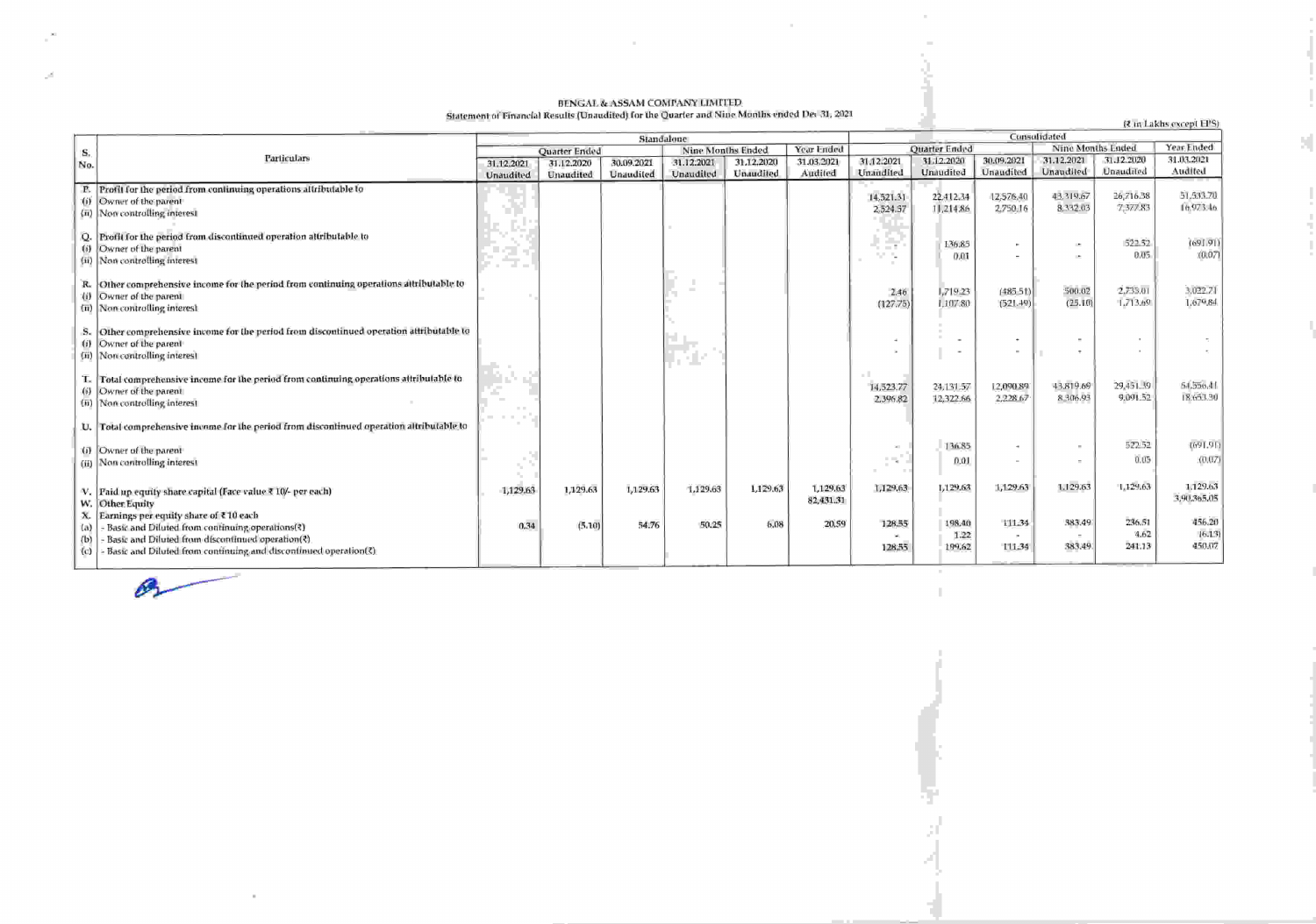**BENGAL & ASSAM COMPANY LIMITED**

**Statement of Financial Results (Unaudited) for the Quarter and Nine Months ended Dec 31, 2021**

(₹ in Lakhs except EPS)

| S. No. | Particulars | Standalone | | | | | | Consolidated | | | | | |
|---|---|---|---|---|---|---|---|---|---|---|---|---|---|
| | | Quarter Ended | | | Nine Months Ended | | Year Ended | Quarter Ended | | | Nine Months Ended | | Year Ended |
| | | 31.12.2021 Unaudited | 31.12.2020 Unaudited | 30.09.2021 Unaudited | 31.12.2021 Unaudited | 31.12.2020 Unaudited | 31.03.2021 Audited | 31.12.2021 Unaudited | 31.12.2020 Unaudited | 30.09.2021 Unaudited | 31.12.2021 Unaudited | 31.12.2020 Unaudited | 31.03.2021 Audited |
| P. | Profit for the period from continuing operations attributable to | | | | | | | | | | | | |
| (i) | Owner of the parent | | | | | | | 14,521.31 | 22,412.34 | 12,576.40 | 43,319.67 | 26,716.38 | 51,533.70 |
| (ii) | Non controlling interest | | | | | | | 2,524.57 | 11,214.86 | 2,750.16 | 8,332.03 | 7,377.83 | 16,973.46 |
| Q. | Profit for the period from discontinued operation attributable to | | | | | | | | | | | | |
| (i) | Owner of the parent | | | | | | | - | 136.85 | - | - | 522.52 | (691.91) |
| (ii) | Non controlling interest | | | | | | | - | 0.01 | - | - | 0.05 | (0.07) |
| R. | Other comprehensive income for the period from continuing operations attributable to | | | | | | | | | | | | |
| (i) | Owner of the parent | | | | | | | 2.46 | 1,719.23 | (485.51) | 500.02 | 2,735.01 | 3,022.71 |
| (ii) | Non controlling interest | | | | | | | (127.75) | 1,107.80 | (521.49) | (25.10) | 1,713.69 | 1,679.84 |
| S. | Other comprehensive income for the period from discontinued operation attributable to | | | | | | | | | | | | |
| (i) | Owner of the parent | | | | | | | - | - | - | - | - | - |
| (ii) | Non controlling interest | | | | | | | - | - | - | - | - | - |
| T. | Total comprehensive income for the period from continuing operations attributable to | | | | | | | | | | | | |
| (i) | Owner of the parent | | | | | | | 14,523.77 | 24,131.57 | 12,090.89 | 43,819.69 | 29,451.39 | 54,556.41 |
| (ii) | Non controlling interest | | | | | | | 2,396.82 | 12,322.66 | 2,228.67 | 8,306.93 | 9,091.52 | 18,653.30 |
| U. | Total comprehensive income for the period from discontinued operation attributable to | | | | | | | | | | | | |
| (i) | Owner of the parent | | | | | | | - | 136.85 | - | - | 522.52 | (691.91) |
| (ii) | Non controlling interest | | | | | | | - | 0.01 | - | - | 0.05 | (0.07) |
| V. | Paid up equity share capital (Face value ₹ 10/- per each) | 1,129.63 | 1,129.63 | 1,129.63 | 1,129.63 | 1,129.63 | 1,129.63 | 1,129.63 | 1,129.63 | 1,129.63 | 1,129.63 | 1,129.63 | 1,129.63 |
| W. | Other Equity | | | | | | 82,431.31 | | | | | | 3,90,365.05 |
| X. | Earnings per equity share of ₹ 10 each | | | | | | | | | | | | |
| (a) | - Basic and Diluted from continuing operations(₹) | 0.34 | (5.10) | 54.76 | 50.25 | 6.08 | 20.59 | 128.55 | 198.40 | 111.34 | 383.49 | 236.51 | 456.20 |
| (b) | - Basic and Diluted from discontinued operation(₹) | | | | | | | - | 1.22 | - | - | 4.62 | (6.13) |
| (c) | - Basic and Diluted from continuing and discontinued operation(₹) | | | | | | | 128.55 | 199.62 | 111.34 | 383.49 | 241.13 | 450.07 |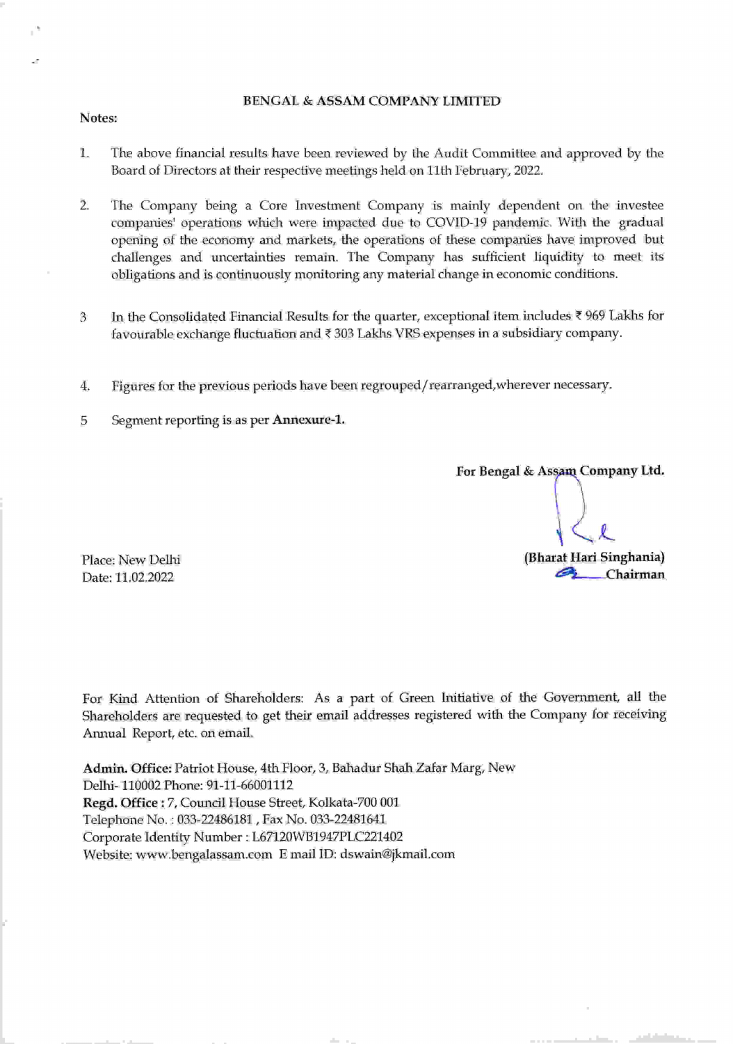# BENGAL & ASSAM COMPANY LIMITED

Notes:

1. The above financial results have been reviewed by the Audit Committee and approved by the Board of Directors at their respective meetings held on 11th February, 2022.

2. The Company being a Core Investment Company is mainly dependent on the investee companies' operations which were impacted due to COVID-19 pandemic. With the gradual opening of the economy and markets, the operations of these companies have improved but challenges and uncertainties remain. The Company has sufficient liquidity to meet its obligations and is continuously monitoring any material change in economic conditions.

3 In the Consolidated Financial Results for the quarter, exceptional item includes ₹ 969 Lakhs for favourable exchange fluctuation and ₹ 303 Lakhs VRS expenses in a subsidiary company.

4. Figures for the previous periods have been regrouped/rearranged,wherever necessary.

5 Segment reporting is as per **Annexure-1.**

**For Bengal & Assam Company Ltd.**

**(Bharat Hari Singhania)**
**Chairman**

Place: New Delhi
Date: 11.02.2022

For Kind Attention of Shareholders: As a part of Green Initiative of the Government, all the Shareholders are requested to get their email addresses registered with the Company for receiving Annual Report, etc. on email.

**Admin. Office:** Patriot House, 4th Floor, 3, Bahadur Shah Zafar Marg, New Delhi- 110002 Phone: 91-11-66001112
**Regd. Office :** 7, Council House Street, Kolkata-700 001
Telephone No. : 033-22486181 , Fax No. 033-22481641
Corporate Identity Number : L67120WB1947PLC221402
Website: www.bengalassam.com E mail ID: dswain@jkmail.com